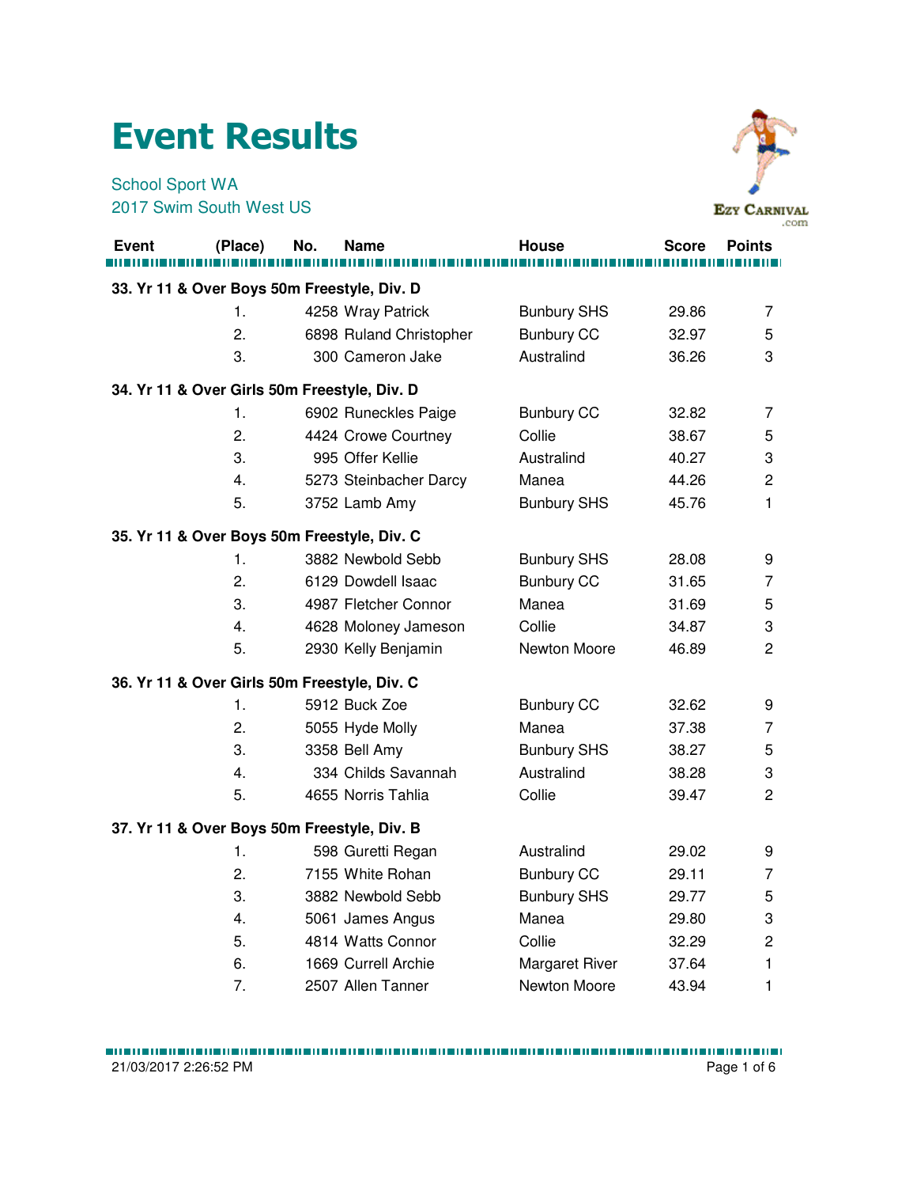# Event Results

School Sport WA
2017 Swim South West US

| Event | (Place) | No. | Name | House | Score | Points |
|---|---|---|---|---|---|---|
| **33. Yr 11 & Over Boys 50m Freestyle, Div. D** | | | | | | |
| | 1. | 4258 | Wray Patrick | Bunbury SHS | 29.86 | 7 |
| | 2. | 6898 | Ruland Christopher | Bunbury CC | 32.97 | 5 |
| | 3. | 300 | Cameron Jake | Australind | 36.26 | 3 |
| **34. Yr 11 & Over Girls 50m Freestyle, Div. D** | | | | | | |
| | 1. | 6902 | Runeckles Paige | Bunbury CC | 32.82 | 7 |
| | 2. | 4424 | Crowe Courtney | Collie | 38.67 | 5 |
| | 3. | 995 | Offer Kellie | Australind | 40.27 | 3 |
| | 4. | 5273 | Steinbacher Darcy | Manea | 44.26 | 2 |
| | 5. | 3752 | Lamb Amy | Bunbury SHS | 45.76 | 1 |
| **35. Yr 11 & Over Boys 50m Freestyle, Div. C** | | | | | | |
| | 1. | 3882 | Newbold Sebb | Bunbury SHS | 28.08 | 9 |
| | 2. | 6129 | Dowdell Isaac | Bunbury CC | 31.65 | 7 |
| | 3. | 4987 | Fletcher Connor | Manea | 31.69 | 5 |
| | 4. | 4628 | Moloney Jameson | Collie | 34.87 | 3 |
| | 5. | 2930 | Kelly Benjamin | Newton Moore | 46.89 | 2 |
| **36. Yr 11 & Over Girls 50m Freestyle, Div. C** | | | | | | |
| | 1. | 5912 | Buck Zoe | Bunbury CC | 32.62 | 9 |
| | 2. | 5055 | Hyde Molly | Manea | 37.38 | 7 |
| | 3. | 3358 | Bell Amy | Bunbury SHS | 38.27 | 5 |
| | 4. | 334 | Childs Savannah | Australind | 38.28 | 3 |
| | 5. | 4655 | Norris Tahlia | Collie | 39.47 | 2 |
| **37. Yr 11 & Over Boys 50m Freestyle, Div. B** | | | | | | |
| | 1. | 598 | Guretti Regan | Australind | 29.02 | 9 |
| | 2. | 7155 | White Rohan | Bunbury CC | 29.11 | 7 |
| | 3. | 3882 | Newbold Sebb | Bunbury SHS | 29.77 | 5 |
| | 4. | 5061 | James Angus | Manea | 29.80 | 3 |
| | 5. | 4814 | Watts Connor | Collie | 32.29 | 2 |
| | 6. | 1669 | Currell Archie | Margaret River | 37.64 | 1 |
| | 7. | 2507 | Allen Tanner | Newton Moore | 43.94 | 1 |

21/03/2017 2:26:52 PM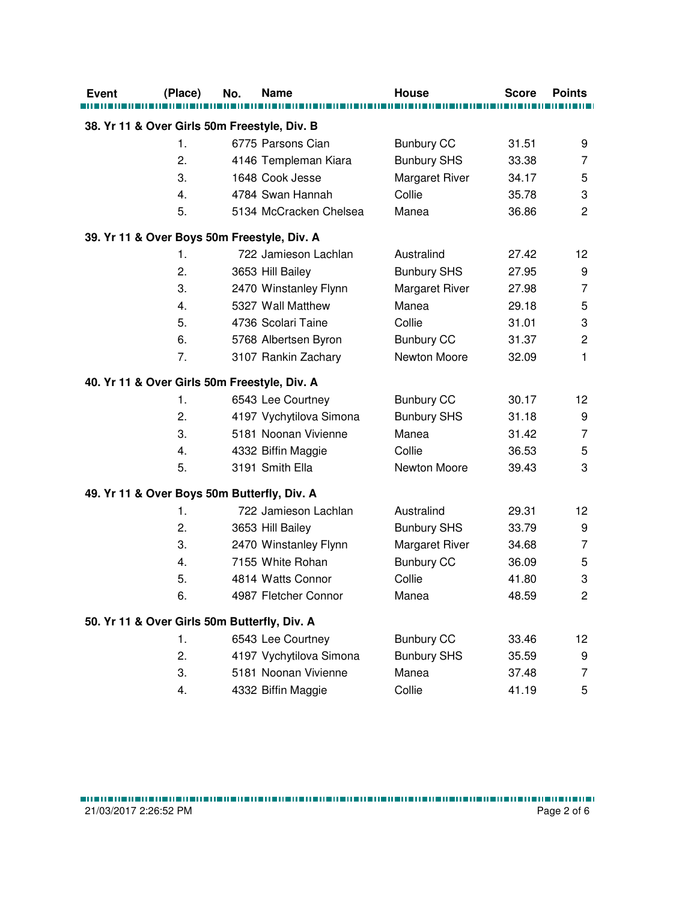| Event | (Place) | No. | Name | House | Score | Points |
|---|---|---|---|---|---|---|
| **38. Yr 11 & Over Girls 50m Freestyle, Div. B** | | | | | | |
| | 1. | 6775 | Parsons Cian | Bunbury CC | 31.51 | 9 |
| | 2. | 4146 | Templeman Kiara | Bunbury SHS | 33.38 | 7 |
| | 3. | 1648 | Cook Jesse | Margaret River | 34.17 | 5 |
| | 4. | 4784 | Swan Hannah | Collie | 35.78 | 3 |
| | 5. | 5134 | McCracken Chelsea | Manea | 36.86 | 2 |
| **39. Yr 11 & Over Boys 50m Freestyle, Div. A** | | | | | | |
| | 1. | 722 | Jamieson Lachlan | Australind | 27.42 | 12 |
| | 2. | 3653 | Hill Bailey | Bunbury SHS | 27.95 | 9 |
| | 3. | 2470 | Winstanley Flynn | Margaret River | 27.98 | 7 |
| | 4. | 5327 | Wall Matthew | Manea | 29.18 | 5 |
| | 5. | 4736 | Scolari Taine | Collie | 31.01 | 3 |
| | 6. | 5768 | Albertsen Byron | Bunbury CC | 31.37 | 2 |
| | 7. | 3107 | Rankin Zachary | Newton Moore | 32.09 | 1 |
| **40. Yr 11 & Over Girls 50m Freestyle, Div. A** | | | | | | |
| | 1. | 6543 | Lee Courtney | Bunbury CC | 30.17 | 12 |
| | 2. | 4197 | Vychytilova Simona | Bunbury SHS | 31.18 | 9 |
| | 3. | 5181 | Noonan Vivienne | Manea | 31.42 | 7 |
| | 4. | 4332 | Biffin Maggie | Collie | 36.53 | 5 |
| | 5. | 3191 | Smith Ella | Newton Moore | 39.43 | 3 |
| **49. Yr 11 & Over Boys 50m Butterfly, Div. A** | | | | | | |
| | 1. | 722 | Jamieson Lachlan | Australind | 29.31 | 12 |
| | 2. | 3653 | Hill Bailey | Bunbury SHS | 33.79 | 9 |
| | 3. | 2470 | Winstanley Flynn | Margaret River | 34.68 | 7 |
| | 4. | 7155 | White Rohan | Bunbury CC | 36.09 | 5 |
| | 5. | 4814 | Watts Connor | Collie | 41.80 | 3 |
| | 6. | 4987 | Fletcher Connor | Manea | 48.59 | 2 |
| **50. Yr 11 & Over Girls 50m Butterfly, Div. A** | | | | | | |
| | 1. | 6543 | Lee Courtney | Bunbury CC | 33.46 | 12 |
| | 2. | 4197 | Vychytilova Simona | Bunbury SHS | 35.59 | 9 |
| | 3. | 5181 | Noonan Vivienne | Manea | 37.48 | 7 |
| | 4. | 4332 | Biffin Maggie | Collie | 41.19 | 5 |

21/03/2017 2:26:52 PM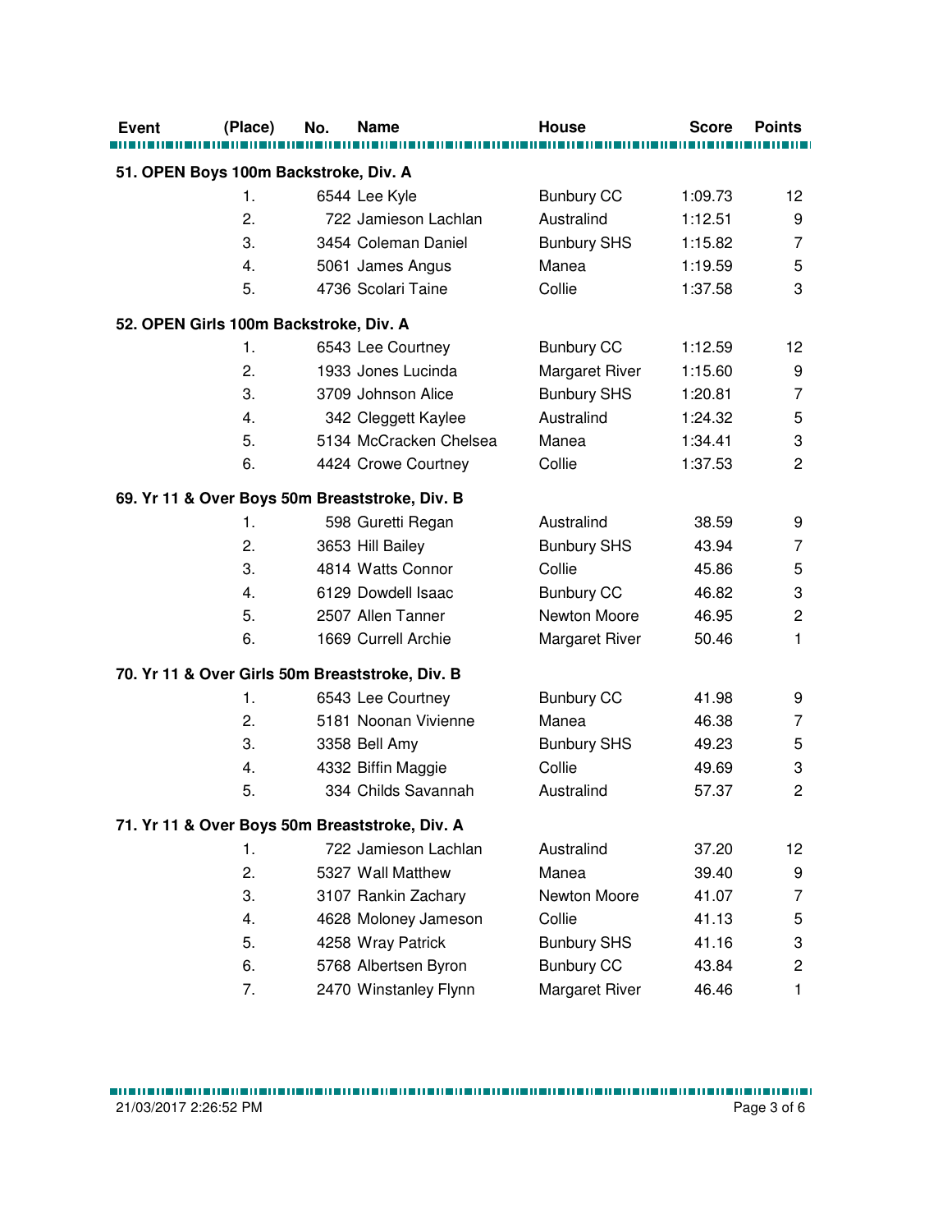| Event | (Place) | No. | Name | House | Score | Points |
|---|---|---|---|---|---|---|
| **51. OPEN Boys 100m Backstroke, Div. A** | | | | | | |
| | 1. | 6544 | Lee Kyle | Bunbury CC | 1:09.73 | 12 |
| | 2. | 722 | Jamieson Lachlan | Australind | 1:12.51 | 9 |
| | 3. | 3454 | Coleman Daniel | Bunbury SHS | 1:15.82 | 7 |
| | 4. | 5061 | James Angus | Manea | 1:19.59 | 5 |
| | 5. | 4736 | Scolari Taine | Collie | 1:37.58 | 3 |
| **52. OPEN Girls 100m Backstroke, Div. A** | | | | | | |
| | 1. | 6543 | Lee Courtney | Bunbury CC | 1:12.59 | 12 |
| | 2. | 1933 | Jones Lucinda | Margaret River | 1:15.60 | 9 |
| | 3. | 3709 | Johnson Alice | Bunbury SHS | 1:20.81 | 7 |
| | 4. | 342 | Cleggett Kaylee | Australind | 1:24.32 | 5 |
| | 5. | 5134 | McCracken Chelsea | Manea | 1:34.41 | 3 |
| | 6. | 4424 | Crowe Courtney | Collie | 1:37.53 | 2 |
| **69. Yr 11 & Over Boys 50m Breaststroke, Div. B** | | | | | | |
| | 1. | 598 | Guretti Regan | Australind | 38.59 | 9 |
| | 2. | 3653 | Hill Bailey | Bunbury SHS | 43.94 | 7 |
| | 3. | 4814 | Watts Connor | Collie | 45.86 | 5 |
| | 4. | 6129 | Dowdell Isaac | Bunbury CC | 46.82 | 3 |
| | 5. | 2507 | Allen Tanner | Newton Moore | 46.95 | 2 |
| | 6. | 1669 | Currell Archie | Margaret River | 50.46 | 1 |
| **70. Yr 11 & Over Girls 50m Breaststroke, Div. B** | | | | | | |
| | 1. | 6543 | Lee Courtney | Bunbury CC | 41.98 | 9 |
| | 2. | 5181 | Noonan Vivienne | Manea | 46.38 | 7 |
| | 3. | 3358 | Bell Amy | Bunbury SHS | 49.23 | 5 |
| | 4. | 4332 | Biffin Maggie | Collie | 49.69 | 3 |
| | 5. | 334 | Childs Savannah | Australind | 57.37 | 2 |
| **71. Yr 11 & Over Boys 50m Breaststroke, Div. A** | | | | | | |
| | 1. | 722 | Jamieson Lachlan | Australind | 37.20 | 12 |
| | 2. | 5327 | Wall Matthew | Manea | 39.40 | 9 |
| | 3. | 3107 | Rankin Zachary | Newton Moore | 41.07 | 7 |
| | 4. | 4628 | Moloney Jameson | Collie | 41.13 | 5 |
| | 5. | 4258 | Wray Patrick | Bunbury SHS | 41.16 | 3 |
| | 6. | 5768 | Albertsen Byron | Bunbury CC | 43.84 | 2 |
| | 7. | 2470 | Winstanley Flynn | Margaret River | 46.46 | 1 |

21/03/2017 2:26:52 PM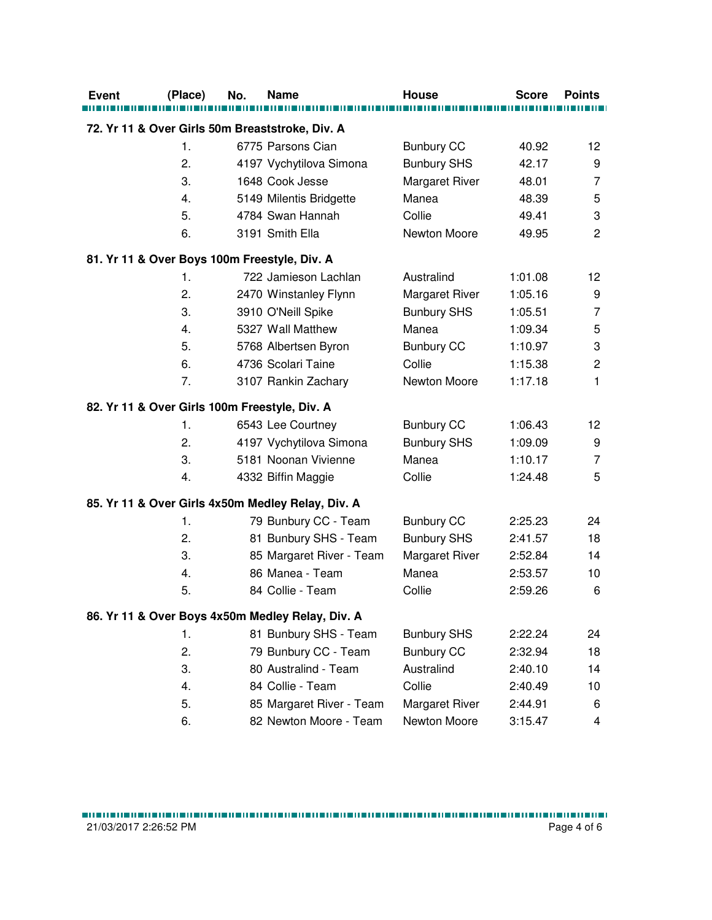| Event | (Place) | No. | Name | House | Score | Points |
|---|---|---|---|---|---|---|
| **72. Yr 11 & Over Girls 50m Breaststroke, Div. A** | | | | | | |
| | 1. | 6775 | Parsons Cian | Bunbury CC | 40.92 | 12 |
| | 2. | 4197 | Vychytilova Simona | Bunbury SHS | 42.17 | 9 |
| | 3. | 1648 | Cook Jesse | Margaret River | 48.01 | 7 |
| | 4. | 5149 | Milentis Bridgette | Manea | 48.39 | 5 |
| | 5. | 4784 | Swan Hannah | Collie | 49.41 | 3 |
| | 6. | 3191 | Smith Ella | Newton Moore | 49.95 | 2 |
| **81. Yr 11 & Over Boys 100m Freestyle, Div. A** | | | | | | |
| | 1. | 722 | Jamieson Lachlan | Australind | 1:01.08 | 12 |
| | 2. | 2470 | Winstanley Flynn | Margaret River | 1:05.16 | 9 |
| | 3. | 3910 | O'Neill Spike | Bunbury SHS | 1:05.51 | 7 |
| | 4. | 5327 | Wall Matthew | Manea | 1:09.34 | 5 |
| | 5. | 5768 | Albertsen Byron | Bunbury CC | 1:10.97 | 3 |
| | 6. | 4736 | Scolari Taine | Collie | 1:15.38 | 2 |
| | 7. | 3107 | Rankin Zachary | Newton Moore | 1:17.18 | 1 |
| **82. Yr 11 & Over Girls 100m Freestyle, Div. A** | | | | | | |
| | 1. | 6543 | Lee Courtney | Bunbury CC | 1:06.43 | 12 |
| | 2. | 4197 | Vychytilova Simona | Bunbury SHS | 1:09.09 | 9 |
| | 3. | 5181 | Noonan Vivienne | Manea | 1:10.17 | 7 |
| | 4. | 4332 | Biffin Maggie | Collie | 1:24.48 | 5 |
| **85. Yr 11 & Over Girls 4x50m Medley Relay, Div. A** | | | | | | |
| | 1. | 79 | Bunbury CC - Team | Bunbury CC | 2:25.23 | 24 |
| | 2. | 81 | Bunbury SHS - Team | Bunbury SHS | 2:41.57 | 18 |
| | 3. | 85 | Margaret River - Team | Margaret River | 2:52.84 | 14 |
| | 4. | 86 | Manea - Team | Manea | 2:53.57 | 10 |
| | 5. | 84 | Collie - Team | Collie | 2:59.26 | 6 |
| **86. Yr 11 & Over Boys 4x50m Medley Relay, Div. A** | | | | | | |
| | 1. | 81 | Bunbury SHS - Team | Bunbury SHS | 2:22.24 | 24 |
| | 2. | 79 | Bunbury CC - Team | Bunbury CC | 2:32.94 | 18 |
| | 3. | 80 | Australind - Team | Australind | 2:40.10 | 14 |
| | 4. | 84 | Collie - Team | Collie | 2:40.49 | 10 |
| | 5. | 85 | Margaret River - Team | Margaret River | 2:44.91 | 6 |
| | 6. | 82 | Newton Moore - Team | Newton Moore | 3:15.47 | 4 |

21/03/2017 2:26:52 PM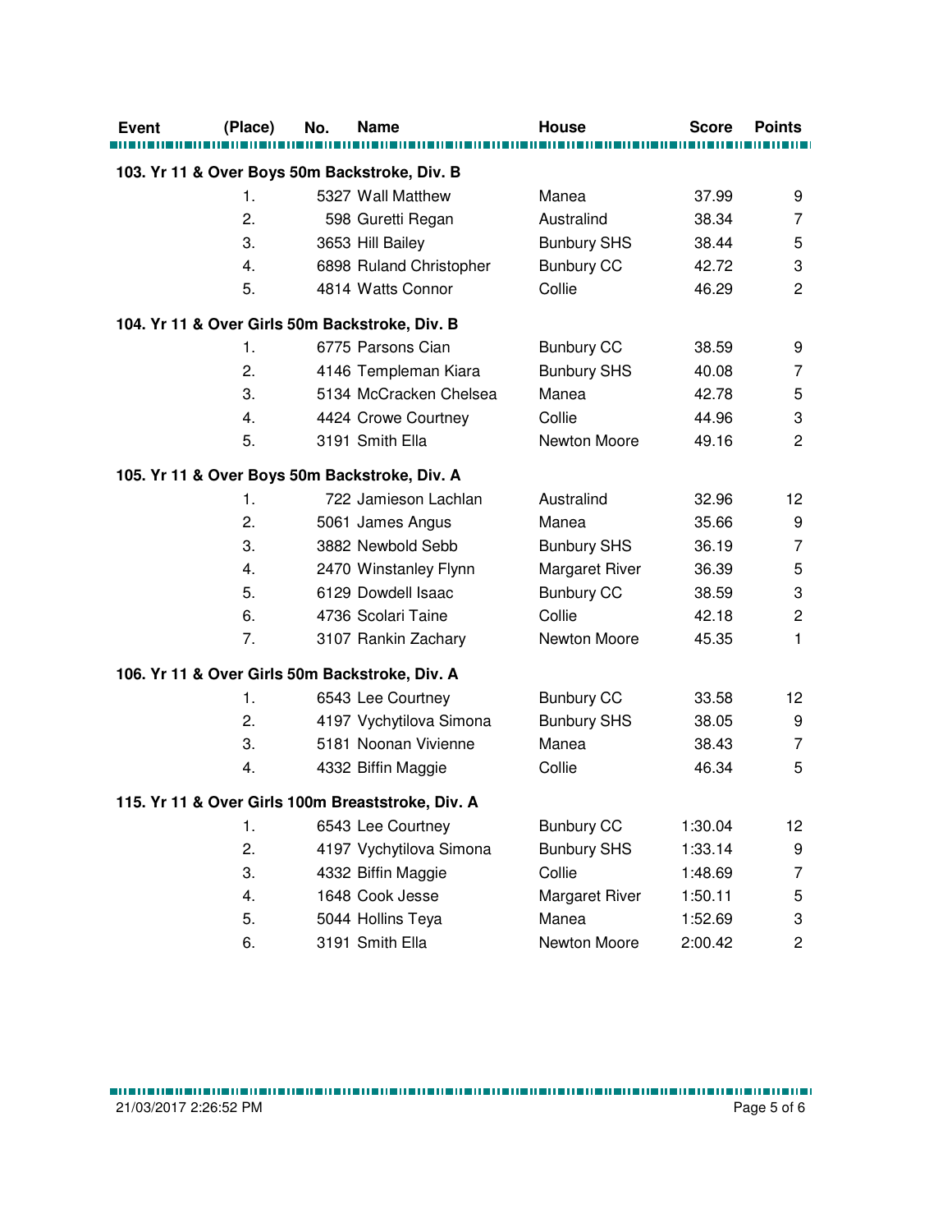| Event | (Place) | No. | Name | House | Score | Points |
|---|---|---|---|---|---|---|
| **103. Yr 11 & Over Boys 50m Backstroke, Div. B** | | | | | | |
| | 1. | 5327 | Wall Matthew | Manea | 37.99 | 9 |
| | 2. | 598 | Guretti Regan | Australind | 38.34 | 7 |
| | 3. | 3653 | Hill Bailey | Bunbury SHS | 38.44 | 5 |
| | 4. | 6898 | Ruland Christopher | Bunbury CC | 42.72 | 3 |
| | 5. | 4814 | Watts Connor | Collie | 46.29 | 2 |
| **104. Yr 11 & Over Girls 50m Backstroke, Div. B** | | | | | | |
| | 1. | 6775 | Parsons Cian | Bunbury CC | 38.59 | 9 |
| | 2. | 4146 | Templeman Kiara | Bunbury SHS | 40.08 | 7 |
| | 3. | 5134 | McCracken Chelsea | Manea | 42.78 | 5 |
| | 4. | 4424 | Crowe Courtney | Collie | 44.96 | 3 |
| | 5. | 3191 | Smith Ella | Newton Moore | 49.16 | 2 |
| **105. Yr 11 & Over Boys 50m Backstroke, Div. A** | | | | | | |
| | 1. | 722 | Jamieson Lachlan | Australind | 32.96 | 12 |
| | 2. | 5061 | James Angus | Manea | 35.66 | 9 |
| | 3. | 3882 | Newbold Sebb | Bunbury SHS | 36.19 | 7 |
| | 4. | 2470 | Winstanley Flynn | Margaret River | 36.39 | 5 |
| | 5. | 6129 | Dowdell Isaac | Bunbury CC | 38.59 | 3 |
| | 6. | 4736 | Scolari Taine | Collie | 42.18 | 2 |
| | 7. | 3107 | Rankin Zachary | Newton Moore | 45.35 | 1 |
| **106. Yr 11 & Over Girls 50m Backstroke, Div. A** | | | | | | |
| | 1. | 6543 | Lee Courtney | Bunbury CC | 33.58 | 12 |
| | 2. | 4197 | Vychytilova Simona | Bunbury SHS | 38.05 | 9 |
| | 3. | 5181 | Noonan Vivienne | Manea | 38.43 | 7 |
| | 4. | 4332 | Biffin Maggie | Collie | 46.34 | 5 |
| **115. Yr 11 & Over Girls 100m Breaststroke, Div. A** | | | | | | |
| | 1. | 6543 | Lee Courtney | Bunbury CC | 1:30.04 | 12 |
| | 2. | 4197 | Vychytilova Simona | Bunbury SHS | 1:33.14 | 9 |
| | 3. | 4332 | Biffin Maggie | Collie | 1:48.69 | 7 |
| | 4. | 1648 | Cook Jesse | Margaret River | 1:50.11 | 5 |
| | 5. | 5044 | Hollins Teya | Manea | 1:52.69 | 3 |
| | 6. | 3191 | Smith Ella | Newton Moore | 2:00.42 | 2 |

21/03/2017 2:26:52 PM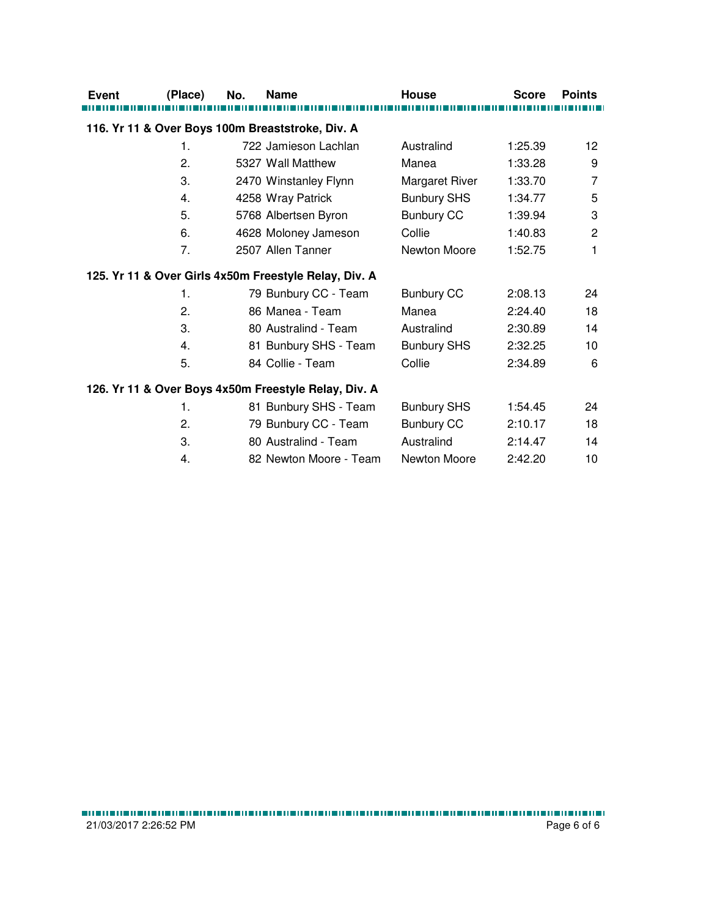| Event | (Place) | No. | Name | House | Score | Points |
|---|---|---|---|---|---|---|
| **116. Yr 11 & Over Boys 100m Breaststroke, Div. A** | | | | | | |
| | 1. | 722 | Jamieson Lachlan | Australind | 1:25.39 | 12 |
| | 2. | 5327 | Wall Matthew | Manea | 1:33.28 | 9 |
| | 3. | 2470 | Winstanley Flynn | Margaret River | 1:33.70 | 7 |
| | 4. | 4258 | Wray Patrick | Bunbury SHS | 1:34.77 | 5 |
| | 5. | 5768 | Albertsen Byron | Bunbury CC | 1:39.94 | 3 |
| | 6. | 4628 | Moloney Jameson | Collie | 1:40.83 | 2 |
| | 7. | 2507 | Allen Tanner | Newton Moore | 1:52.75 | 1 |
| **125. Yr 11 & Over Girls 4x50m Freestyle Relay, Div. A** | | | | | | |
| | 1. | 79 | Bunbury CC - Team | Bunbury CC | 2:08.13 | 24 |
| | 2. | 86 | Manea - Team | Manea | 2:24.40 | 18 |
| | 3. | 80 | Australind - Team | Australind | 2:30.89 | 14 |
| | 4. | 81 | Bunbury SHS - Team | Bunbury SHS | 2:32.25 | 10 |
| | 5. | 84 | Collie - Team | Collie | 2:34.89 | 6 |
| **126. Yr 11 & Over Boys 4x50m Freestyle Relay, Div. A** | | | | | | |
| | 1. | 81 | Bunbury SHS - Team | Bunbury SHS | 1:54.45 | 24 |
| | 2. | 79 | Bunbury CC - Team | Bunbury CC | 2:10.17 | 18 |
| | 3. | 80 | Australind - Team | Australind | 2:14.47 | 14 |
| | 4. | 82 | Newton Moore - Team | Newton Moore | 2:42.20 | 10 |

21/03/2017 2:26:52 PM